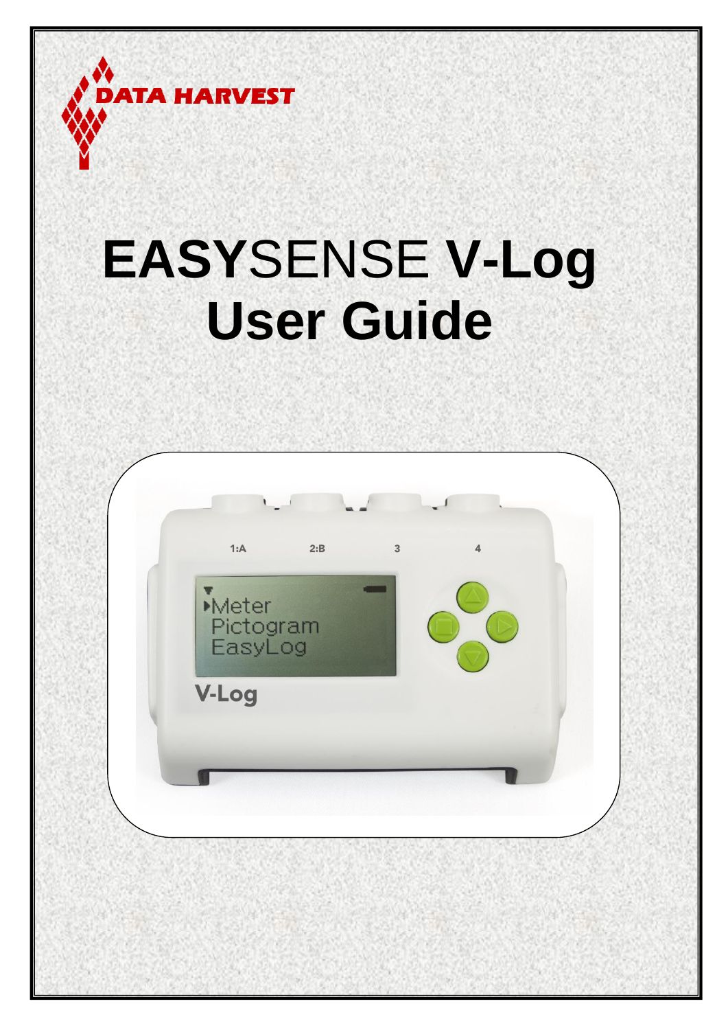DATA HARVEST

# EASYSENSE V-Log User Guide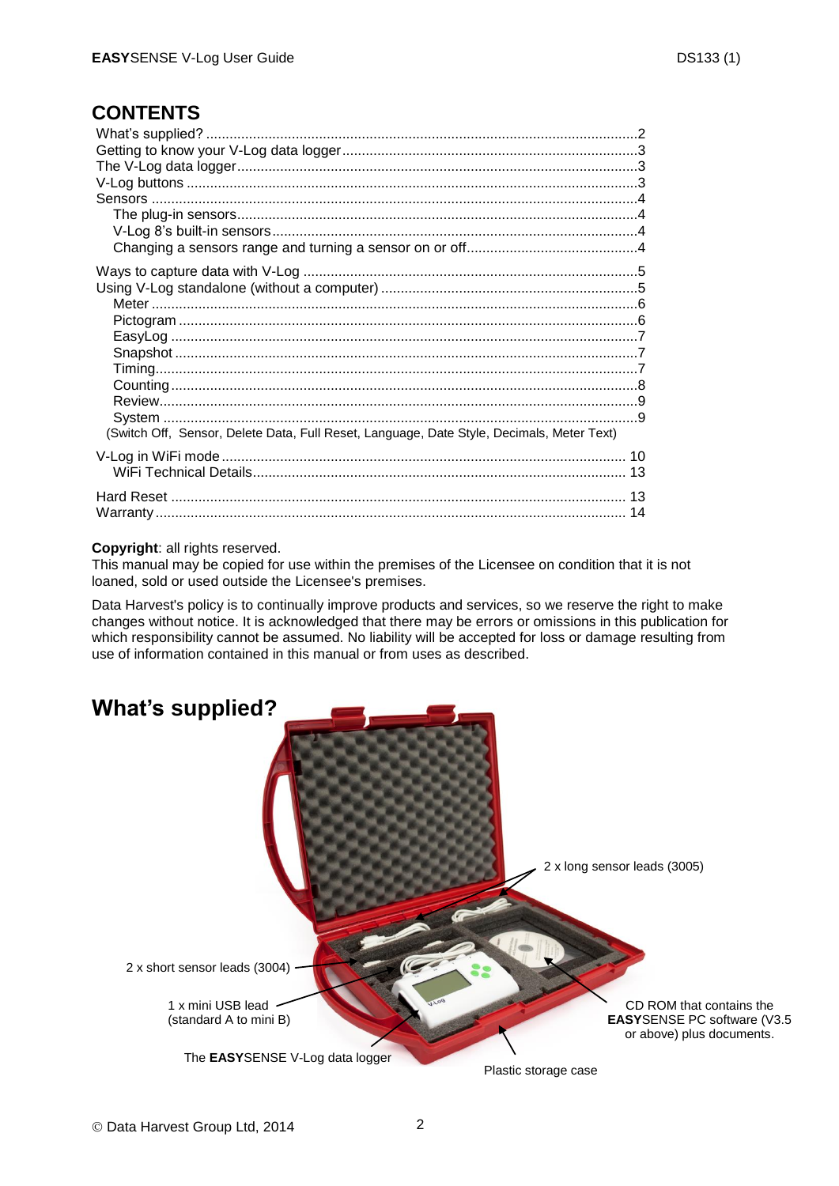## CONTENTS

What's supplied? ....................................................................................................2
Getting to know your V-Log data logger....................................................................3
The V-Log data logger................................................................................................3
V-Log buttons ............................................................................................................3
Sensors ......................................................................................................................4
  The plug-in sensors...................................................................................................4
  V-Log 8's built-in sensors..........................................................................................4
  Changing a sensors range and turning a sensor on or off..........................................4

Ways to capture data with V-Log ..............................................................................5
Using V-Log standalone (without a computer) ...........................................................5
  Meter .........................................................................................................................6
  Pictogram ..................................................................................................................6
  EasyLog .....................................................................................................................7
  Snapshot ...................................................................................................................7
  Timing........................................................................................................................7
  Counting.....................................................................................................................8
  Review........................................................................................................................9
  System .......................................................................................................................9
(Switch Off, Sensor, Delete Data, Full Reset, Language, Date Style, Decimals, Meter Text)

V-Log in WiFi mode ..................................................................................................10
  WiFi Technical Details...............................................................................................13

Hard Reset ...............................................................................................................13
Warranty ...................................................................................................................14

**Copyright**: all rights reserved.
This manual may be copied for use within the premises of the Licensee on condition that it is not loaned, sold or used outside the Licensee's premises.

Data Harvest's policy is to continually improve products and services, so we reserve the right to make changes without notice. It is acknowledged that there may be errors or omissions in this publication for which responsibility cannot be assumed. No liability will be accepted for loss or damage resulting from use of information contained in this manual or from uses as described.

## What's supplied?

2 x long sensor leads (3005)

2 x short sensor leads (3004)

1 x mini USB lead (standard A to mini B)

CD ROM that contains the **EASY**SENSE PC software (V3.5 or above) plus documents.

The **EASY**SENSE V-Log data logger

Plastic storage case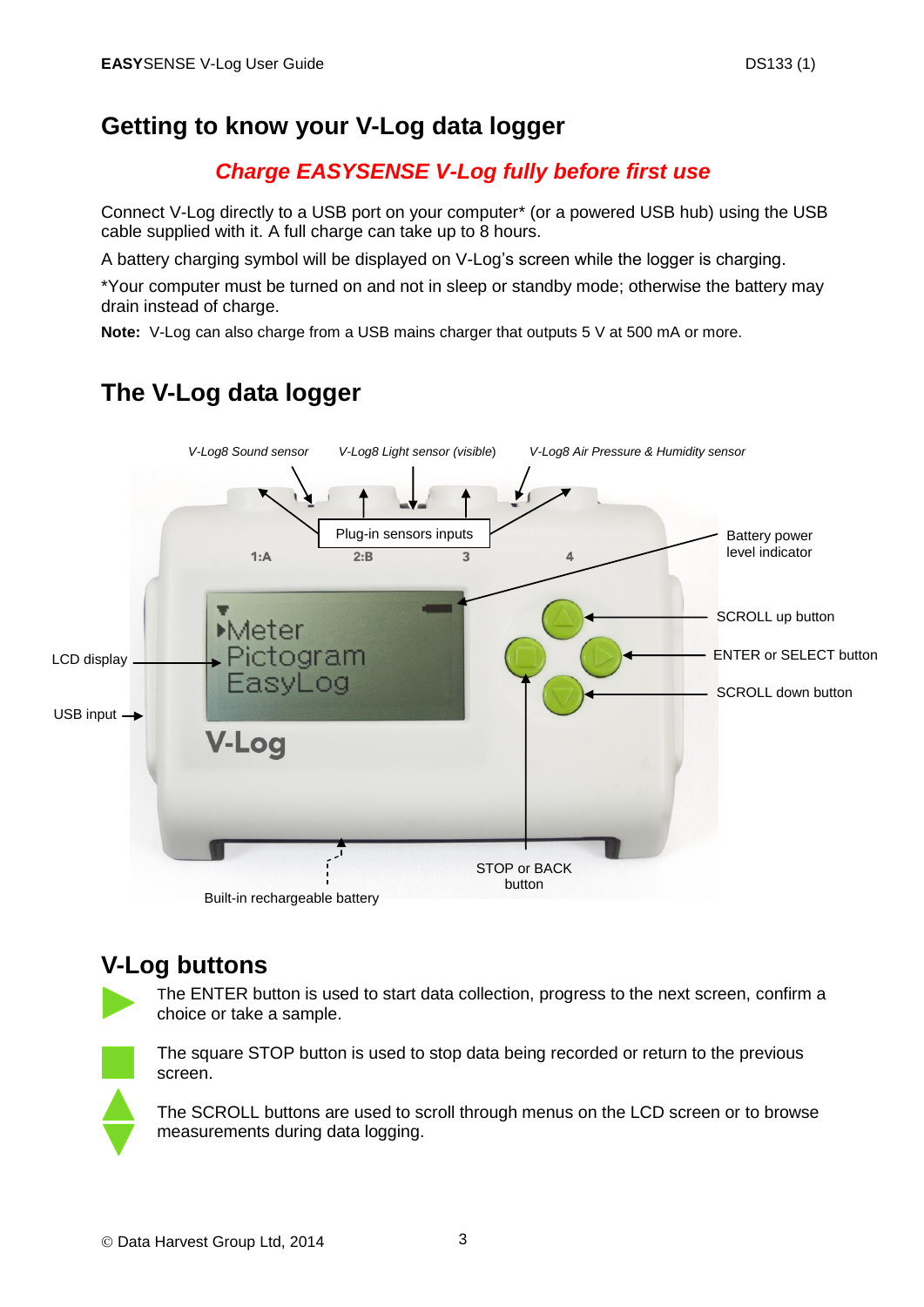# Getting to know your V-Log data logger

***Charge EASYSENSE V-Log fully before first use***

Connect V-Log directly to a USB port on your computer* (or a powered USB hub) using the USB cable supplied with it. A full charge can take up to 8 hours.

A battery charging symbol will be displayed on V-Log's screen while the logger is charging.

*Your computer must be turned on and not in sleep or standby mode; otherwise the battery may drain instead of charge.

**Note:** V-Log can also charge from a USB mains charger that outputs 5 V at 500 mA or more.

# The V-Log data logger

*V-Log8 Sound sensor* *V-Log8 Light sensor (visible)* *V-Log8 Air Pressure & Humidity sensor*

Plug-in sensors inputs

1:A 2:B 3 4

Battery power level indicator

SCROLL up button

ENTER or SELECT button

SCROLL down button

LCD display

USB input

Meter
Pictogram
EasyLog

V-Log

STOP or BACK button

Built-in rechargeable battery

# V-Log buttons

The ENTER button is used to start data collection, progress to the next screen, confirm a choice or take a sample.

The square STOP button is used to stop data being recorded or return to the previous screen.

The SCROLL buttons are used to scroll through menus on the LCD screen or to browse measurements during data logging.

© Data Harvest Group Ltd, 2014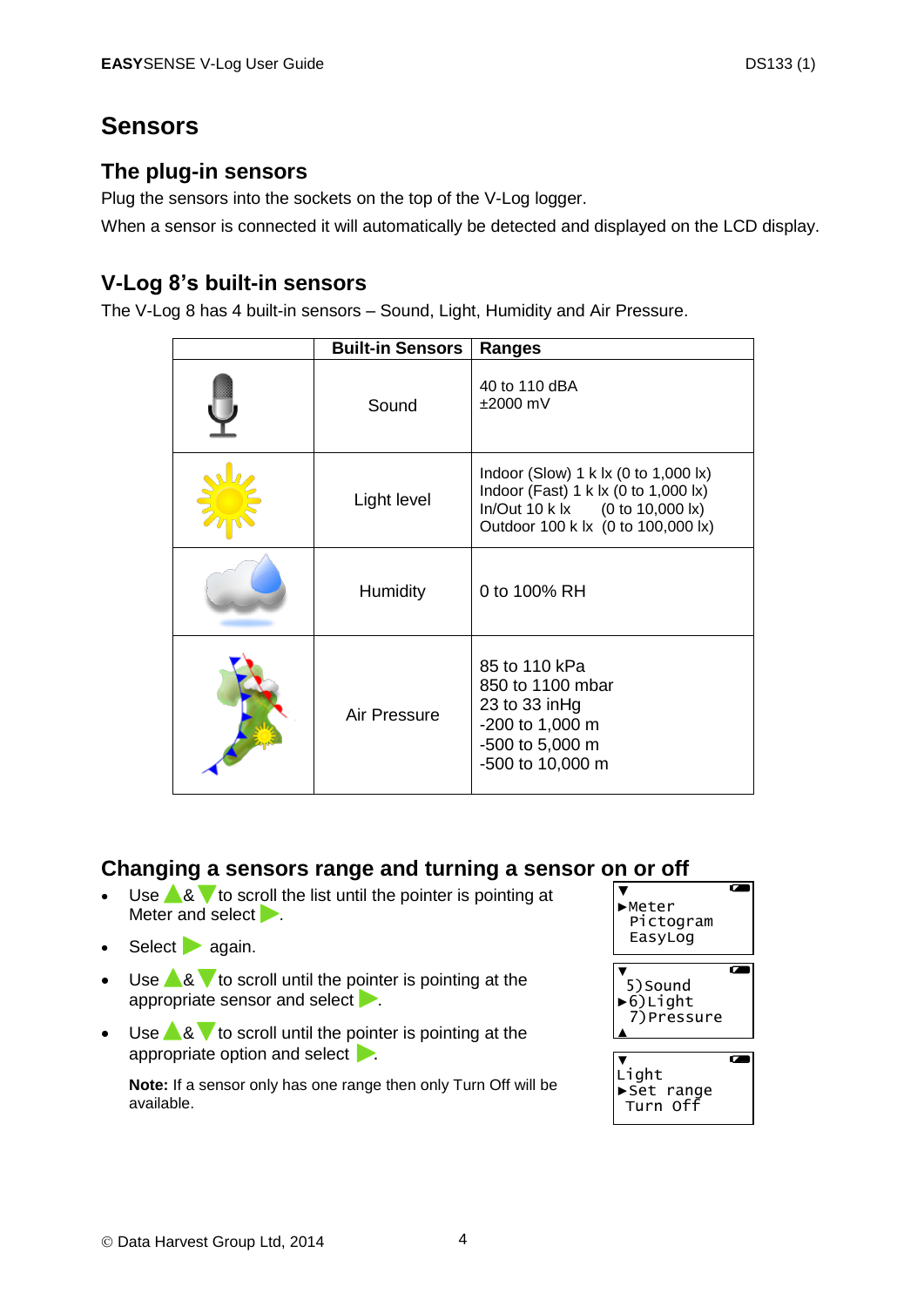# Sensors

## The plug-in sensors

Plug the sensors into the sockets on the top of the V-Log logger.

When a sensor is connected it will automatically be detected and displayed on the LCD display.

## V-Log 8's built-in sensors

The V-Log 8 has 4 built-in sensors – Sound, Light, Humidity and Air Pressure.

| | Built-in Sensors | Ranges |
|---|---|---|
| | Sound | 40 to 110 dBA<br>±2000 mV |
| | Light level | Indoor (Slow) 1 k lx (0 to 1,000 lx)<br>Indoor (Fast) 1 k lx (0 to 1,000 lx)<br>In/Out 10 k lx (0 to 10,000 lx)<br>Outdoor 100 k lx (0 to 100,000 lx) |
| | Humidity | 0 to 100% RH |
| | Air Pressure | 85 to 110 kPa<br>850 to 1100 mbar<br>23 to 33 inHg<br>-200 to 1,000 m<br>-500 to 5,000 m<br>-500 to 10,000 m |

## Changing a sensors range and turning a sensor on or off

- Use ▲ & ▼ to scroll the list until the pointer is pointing at Meter and select ▶.
- Select ▶ again.
- Use ▲ & ▼ to scroll until the pointer is pointing at the appropriate sensor and select ▶.
- Use ▲ & ▼ to scroll until the pointer is pointing at the appropriate option and select ▶.

**Note:** If a sensor only has one range then only Turn Off will be available.

```
▼
▶Meter
 Pictogram
 EasyLog
```

```
▼
 5)Sound
▶6)Light
 7)Pressure
▲
```

```
▼
Light
▶Set range
 Turn off
```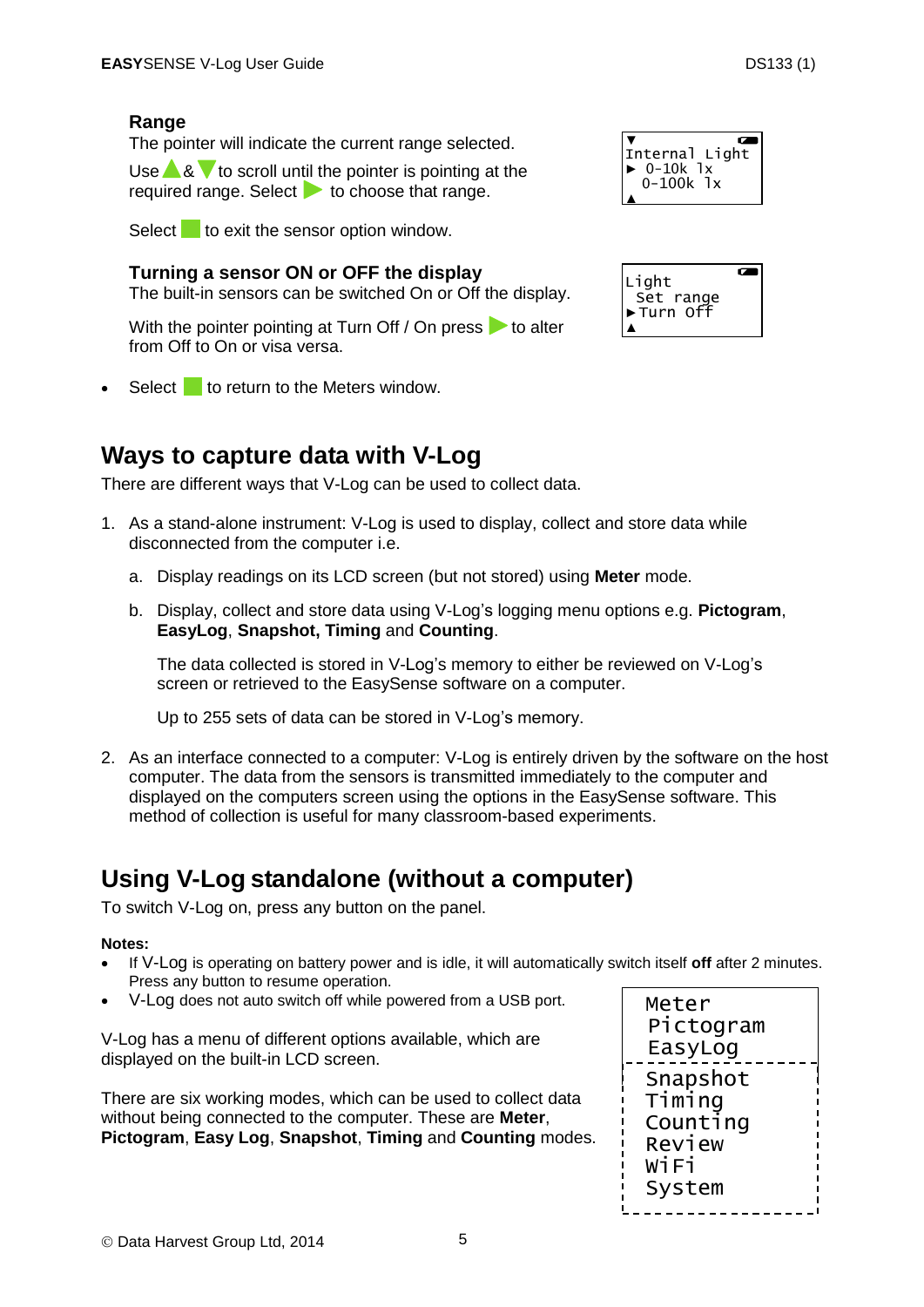### Range

The pointer will indicate the current range selected.

Use ▲ & ▼ to scroll until the pointer is pointing at the required range. Select ▶ to choose that range.

Select ■ to exit the sensor option window.

```
▼
Internal Light
► 0-10k lx
  0-100k lx
▲
```

### Turning a sensor ON or OFF the display

The built-in sensors can be switched On or Off the display.

With the pointer pointing at Turn Off / On press ▶ to alter from Off to On or visa versa.

```
Light
 Set range
►Turn Off
▲
```

- Select ■ to return to the Meters window.

## Ways to capture data with V-Log

There are different ways that V-Log can be used to collect data.

1. As a stand-alone instrument: V-Log is used to display, collect and store data while disconnected from the computer i.e.
   a. Display readings on its LCD screen (but not stored) using **Meter** mode.
   b. Display, collect and store data using V-Log's logging menu options e.g. **Pictogram**, **EasyLog**, **Snapshot, Timing** and **Counting**.

      The data collected is stored in V-Log's memory to either be reviewed on V-Log's screen or retrieved to the EasySense software on a computer.

      Up to 255 sets of data can be stored in V-Log's memory.
2. As an interface connected to a computer: V-Log is entirely driven by the software on the host computer. The data from the sensors is transmitted immediately to the computer and displayed on the computers screen using the options in the EasySense software. This method of collection is useful for many classroom-based experiments.

## Using V-Log standalone (without a computer)

To switch V-Log on, press any button on the panel.

**Notes:**

- If V-Log is operating on battery power and is idle, it will automatically switch itself **off** after 2 minutes. Press any button to resume operation.
- V-Log does not auto switch off while powered from a USB port.

V-Log has a menu of different options available, which are displayed on the built-in LCD screen.

There are six working modes, which can be used to collect data without being connected to the computer. These are **Meter**, **Pictogram**, **Easy Log**, **Snapshot**, **Timing** and **Counting** modes.

```
Meter
Pictogram
EasyLog
Snapshot
Timing
Counting
Review
WiFi
System
```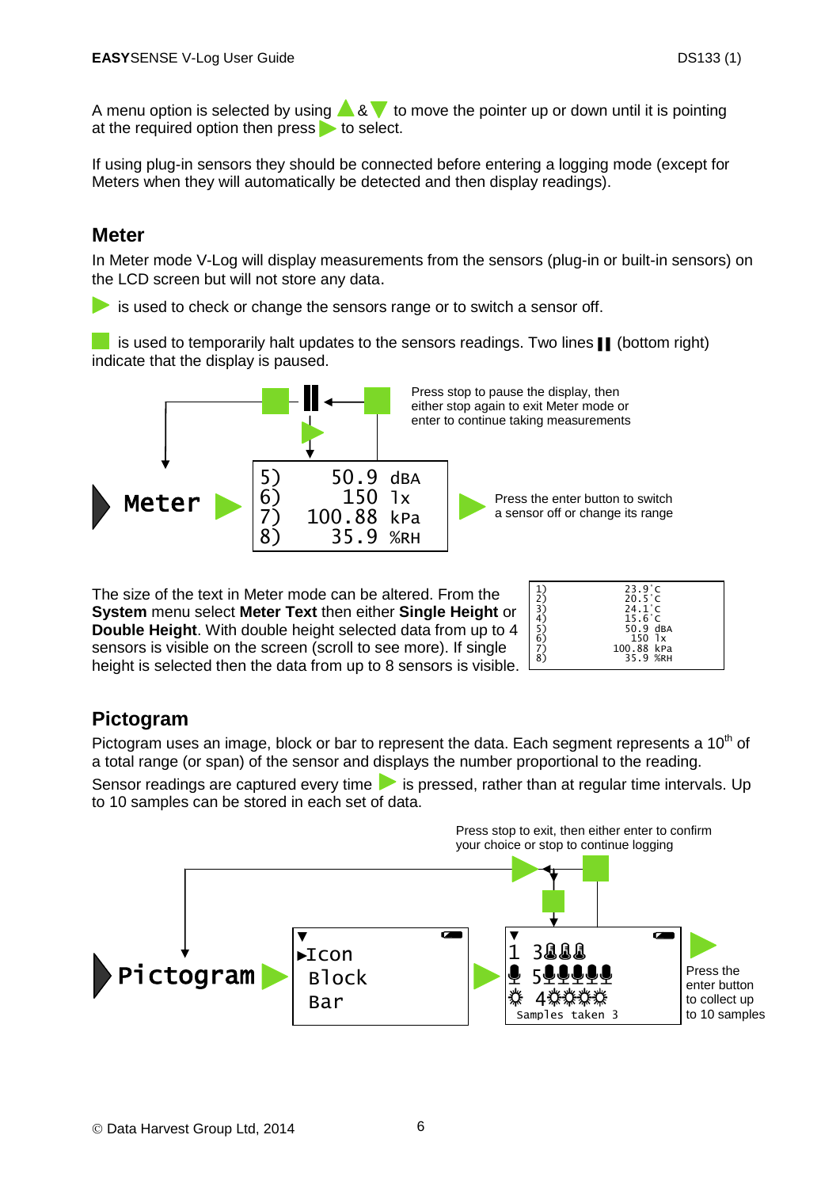A menu option is selected by using ▲ & ▼ to move the pointer up or down until it is pointing at the required option then press ▶ to select.

If using plug-in sensors they should be connected before entering a logging mode (except for Meters when they will automatically be detected and then display readings).

## Meter

In Meter mode V-Log will display measurements from the sensors (plug-in or built-in sensors) on the LCD screen but will not store any data.

▶ is used to check or change the sensors range or to switch a sensor off.

■ is used to temporarily halt updates to the sensors readings. Two lines ❚❚ (bottom right) indicate that the display is paused.

Press stop to pause the display, then either stop again to exit Meter mode or enter to continue taking measurements

**Meter**

```
5)    50.9 dBA
6)     150 lx
7)  100.88 kPa
8)    35.9 %RH
```

Press the enter button to switch a sensor off or change its range

The size of the text in Meter mode can be altered. From the **System** menu select **Meter Text** then either **Single Height** or **Double Height**. With double height selected data from up to 4 sensors is visible on the screen (scroll to see more). If single height is selected then the data from up to 8 sensors is visible.

```
1)    23.9'C
2)    20.5'C
3)    24.1'C
4)    15.6'C
5)    50.9 dBA
6)     150 lx
7)  100.88 kPa
8)    35.9 %RH
```

## Pictogram

Pictogram uses an image, block or bar to represent the data. Each segment represents a 10th of a total range (or span) of the sensor and displays the number proportional to the reading.

Sensor readings are captured every time ▶ is pressed, rather than at regular time intervals. Up to 10 samples can be stored in each set of data.

Press stop to exit, then either enter to confirm your choice or stop to continue logging

**Pictogram**

```
▸Icon
 Block
 Bar
```

```
1 3
5
4
Samples taken 3
```

Press the enter button to collect up to 10 samples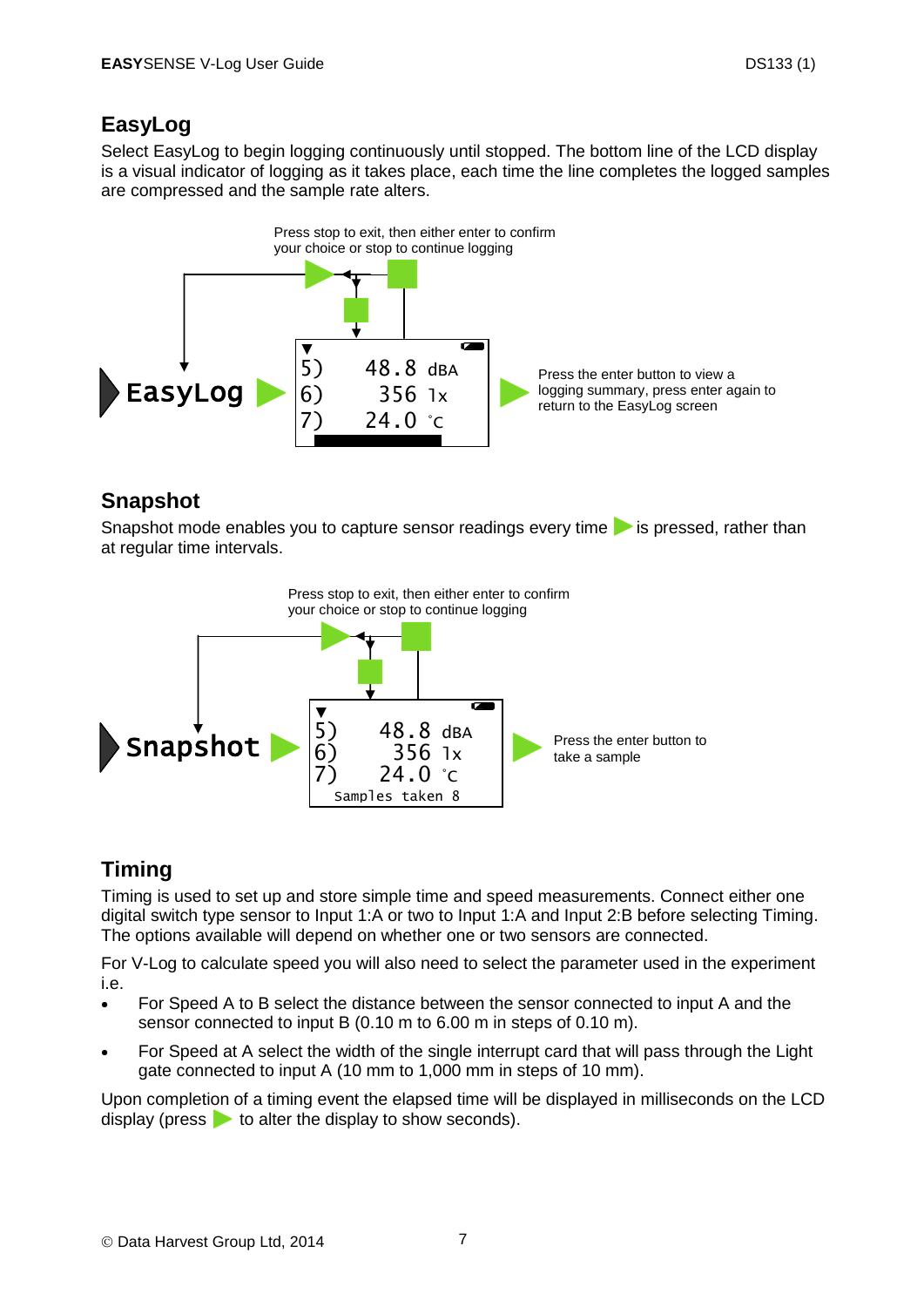## EasyLog

Select EasyLog to begin logging continuously until stopped. The bottom line of the LCD display is a visual indicator of logging as it takes place, each time the line completes the logged samples are compressed and the sample rate alters.

Press stop to exit, then either enter to confirm your choice or stop to continue logging

EasyLog

5) 48.8 dBA
6) 356 lx
7) 24.0 °C

Press the enter button to view a logging summary, press enter again to return to the EasyLog screen

## Snapshot

Snapshot mode enables you to capture sensor readings every time ▶ is pressed, rather than at regular time intervals.

Press stop to exit, then either enter to confirm your choice or stop to continue logging

Snapshot

5) 48.8 dBA
6) 356 lx
7) 24.0 °C
Samples taken 8

Press the enter button to take a sample

## Timing

Timing is used to set up and store simple time and speed measurements. Connect either one digital switch type sensor to Input 1:A or two to Input 1:A and Input 2:B before selecting Timing. The options available will depend on whether one or two sensors are connected.

For V-Log to calculate speed you will also need to select the parameter used in the experiment i.e.

- For Speed A to B select the distance between the sensor connected to input A and the sensor connected to input B (0.10 m to 6.00 m in steps of 0.10 m).
- For Speed at A select the width of the single interrupt card that will pass through the Light gate connected to input A (10 mm to 1,000 mm in steps of 10 mm).

Upon completion of a timing event the elapsed time will be displayed in milliseconds on the LCD display (press ▶ to alter the display to show seconds).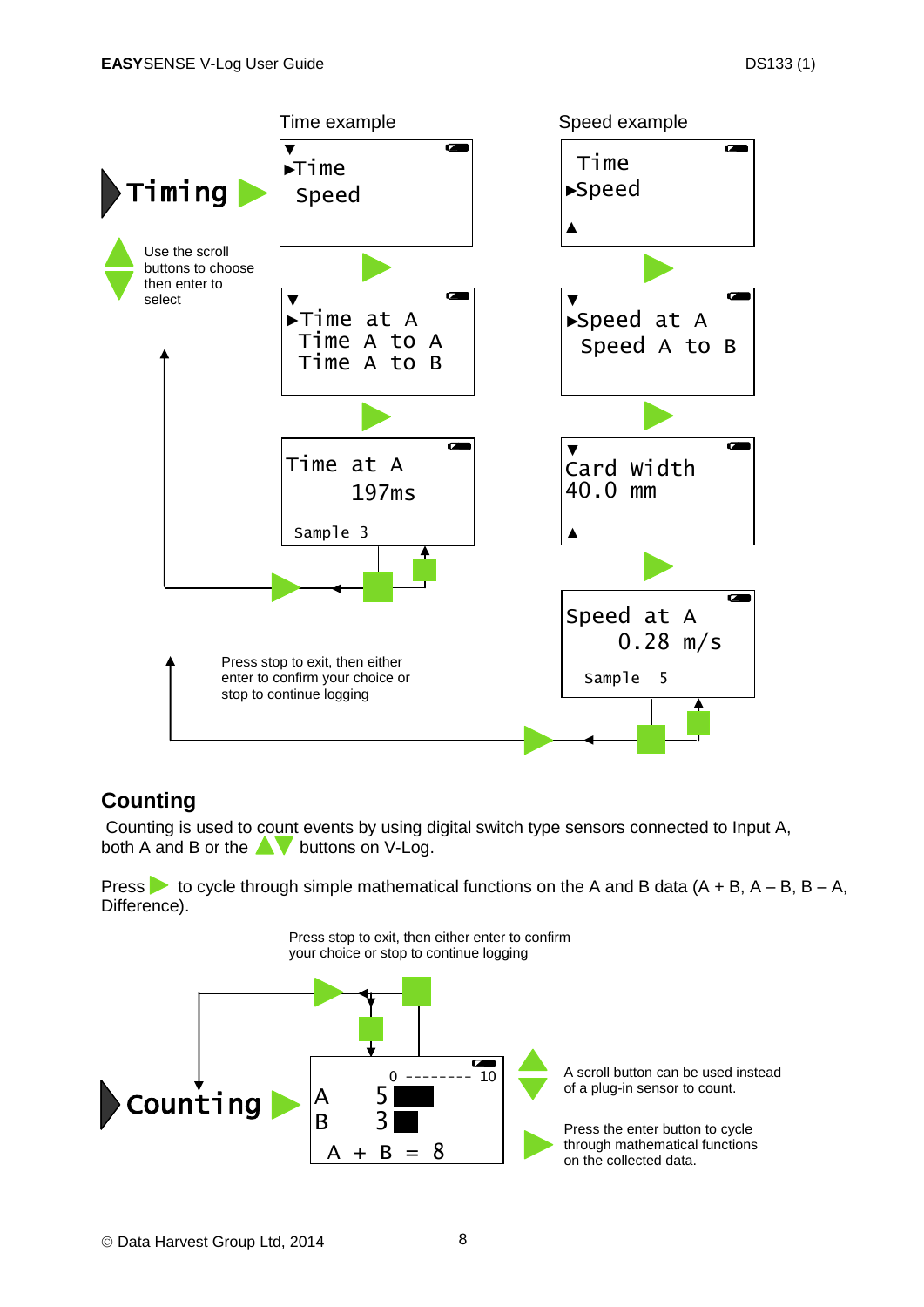Time example

Speed example

**Timing**

Use the scroll buttons to choose then enter to select

▼
▶Time
Speed

Time
▶Speed
▲

▼
▶Time at A
Time A to A
Time A to B

▼
▶Speed at A
Speed A to B

Time at A
197ms
Sample 3

▼
Card Width
40.0 mm
▲

Speed at A
0.28 m/s
Sample 5

Press stop to exit, then either enter to confirm your choice or stop to continue logging

## Counting

Counting is used to count events by using digital switch type sensors connected to Input A, both A and B or the ▲▼ buttons on V-Log.

Press ▶ to cycle through simple mathematical functions on the A and B data (A + B, A – B, B – A, Difference).

Press stop to exit, then either enter to confirm your choice or stop to continue logging

**Counting**

0 -------- 10
A 5
B 3
A + B = 8

A scroll button can be used instead of a plug-in sensor to count.

Press the enter button to cycle through mathematical functions on the collected data.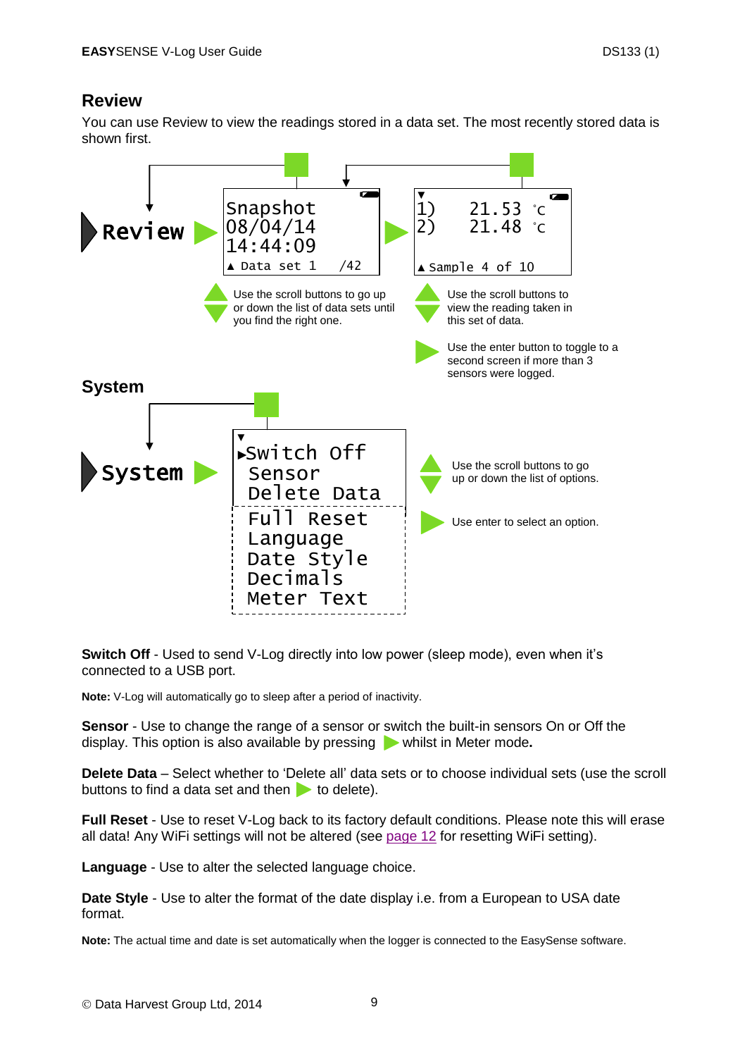## Review

You can use Review to view the readings stored in a data set. The most recently stored data is shown first.

```
Review ▶ Snapshot          ▶ 1)   21.53 °C
         08/04/14            2)   21.48 °C
         14:44:09
         ▲ Data set 1  /42   ▲ Sample 4 of 10
```

Use the scroll buttons to go up or down the list of data sets until you find the right one.

Use the scroll buttons to view the reading taken in this set of data.

Use the enter button to toggle to a second screen if more than 3 sensors were logged.

## System

```
System ▶ ▼
         ▶Switch Off
          Sensor
          Delete Data
          Full Reset
          Language
          Date Style
          Decimals
          Meter Text
```

Use the scroll buttons to go up or down the list of options.

Use enter to select an option.

**Switch Off** - Used to send V-Log directly into low power (sleep mode), even when it's connected to a USB port.

**Note:** V-Log will automatically go to sleep after a period of inactivity.

**Sensor** - Use to change the range of a sensor or switch the built-in sensors On or Off the display. This option is also available by pressing ▶ whilst in Meter mode**.**

**Delete Data** – Select whether to 'Delete all' data sets or to choose individual sets (use the scroll buttons to find a data set and then ▶ to delete).

**Full Reset** - Use to reset V-Log back to its factory default conditions. Please note this will erase all data! Any WiFi settings will not be altered (see page 12 for resetting WiFi setting).

**Language** - Use to alter the selected language choice.

**Date Style** - Use to alter the format of the date display i.e. from a European to USA date format.

**Note:** The actual time and date is set automatically when the logger is connected to the EasySense software.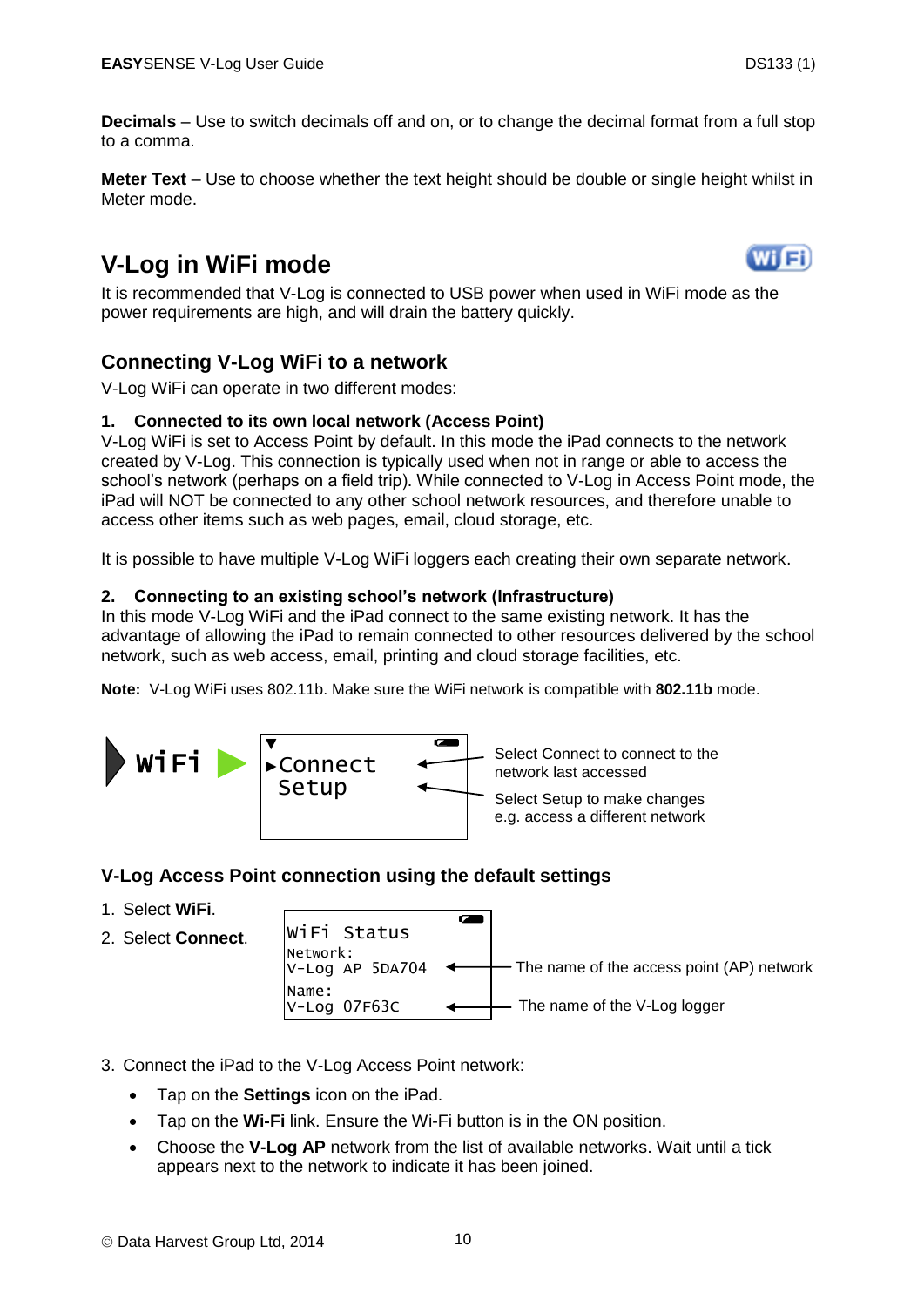**Decimals** – Use to switch decimals off and on, or to change the decimal format from a full stop to a comma.

**Meter Text** – Use to choose whether the text height should be double or single height whilst in Meter mode.

## V-Log in WiFi mode

It is recommended that V-Log is connected to USB power when used in WiFi mode as the power requirements are high, and will drain the battery quickly.

### Connecting V-Log WiFi to a network

V-Log WiFi can operate in two different modes:

**1. Connected to its own local network (Access Point)**

V-Log WiFi is set to Access Point by default. In this mode the iPad connects to the network created by V-Log. This connection is typically used when not in range or able to access the school's network (perhaps on a field trip). While connected to V-Log in Access Point mode, the iPad will NOT be connected to any other school network resources, and therefore unable to access other items such as web pages, email, cloud storage, etc.

It is possible to have multiple V-Log WiFi loggers each creating their own separate network.

**2. Connecting to an existing school's network (Infrastructure)**

In this mode V-Log WiFi and the iPad connect to the same existing network. It has the advantage of allowing the iPad to remain connected to other resources delivered by the school network, such as web access, email, printing and cloud storage facilities, etc.

**Note:** V-Log WiFi uses 802.11b. Make sure the WiFi network is compatible with **802.11b** mode.

```
WiFi ▶   ▼
         ▶Connect
          Setup
```

Select Connect to connect to the network last accessed

Select Setup to make changes e.g. access a different network

### V-Log Access Point connection using the default settings

1. Select **WiFi**.
2. Select **Connect**.

```
WiFi Status
Network:
V-Log AP 5DA704
Name:
V-Log 07F63C
```

The name of the access point (AP) network

The name of the V-Log logger

3. Connect the iPad to the V-Log Access Point network:
   - Tap on the **Settings** icon on the iPad.
   - Tap on the **Wi-Fi** link. Ensure the Wi-Fi button is in the ON position.
   - Choose the **V-Log AP** network from the list of available networks. Wait until a tick appears next to the network to indicate it has been joined.

© Data Harvest Group Ltd, 2014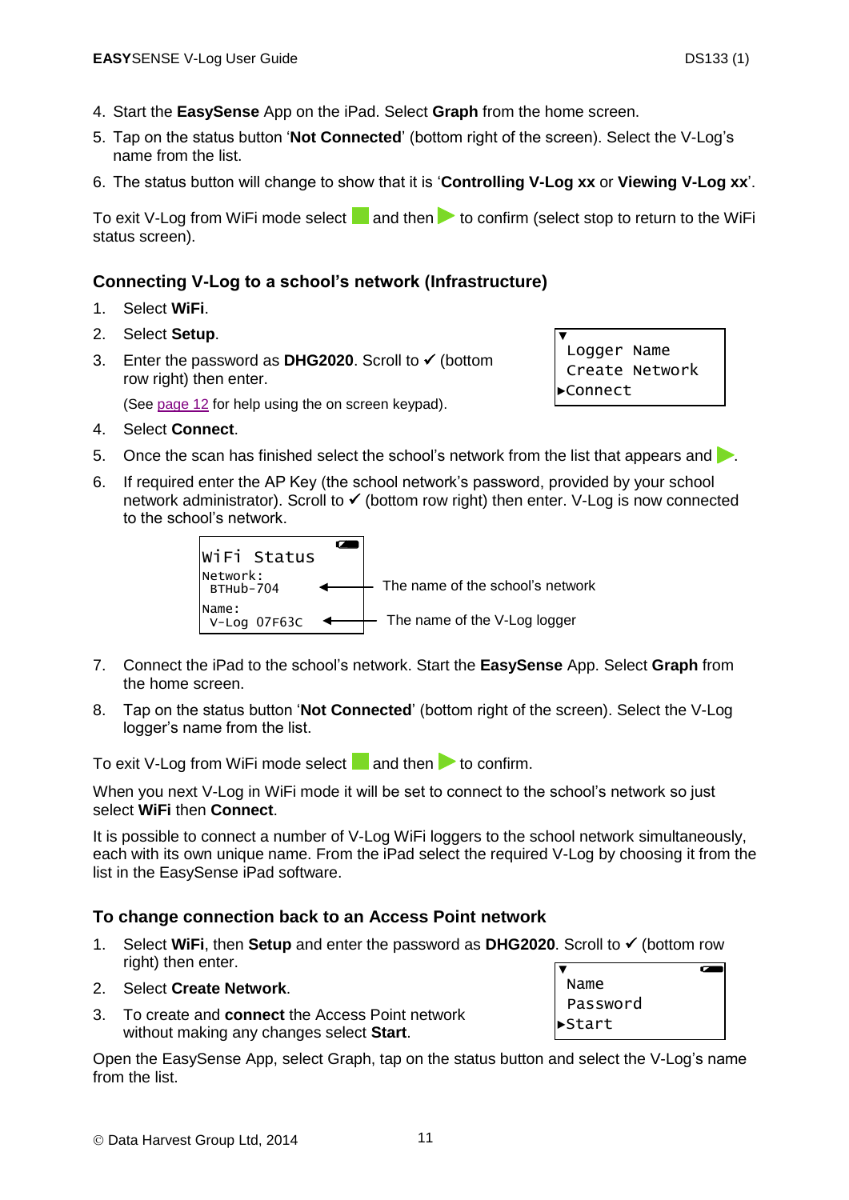4. Start the **EasySense** App on the iPad. Select **Graph** from the home screen.
5. Tap on the status button '**Not Connected**' (bottom right of the screen). Select the V-Log's name from the list.
6. The status button will change to show that it is '**Controlling V-Log xx** or **Viewing V-Log xx**'.

To exit V-Log from WiFi mode select ■ and then ▶ to confirm (select stop to return to the WiFi status screen).

### Connecting V-Log to a school's network (Infrastructure)

1. Select **WiFi**.
2. Select **Setup**.
3. Enter the password as **DHG2020**. Scroll to ✓ (bottom row right) then enter.

   (See page 12 for help using the on screen keypad).

```
▼
 Logger Name
 Create Network
▶Connect
```

4. Select **Connect**.
5. Once the scan has finished select the school's network from the list that appears and ▶.
6. If required enter the AP Key (the school network's password, provided by your school network administrator). Scroll to ✓ (bottom row right) then enter. V-Log is now connected to the school's network.

```
WiFi Status
Network:
 BTHub-704        ← The name of the school's network
Name:
 V-Log 07F63C     ← The name of the V-Log logger
```

7. Connect the iPad to the school's network. Start the **EasySense** App. Select **Graph** from the home screen.
8. Tap on the status button '**Not Connected**' (bottom right of the screen). Select the V-Log logger's name from the list.

To exit V-Log from WiFi mode select ■ and then ▶ to confirm.

When you next V-Log in WiFi mode it will be set to connect to the school's network so just select **WiFi** then **Connect**.

It is possible to connect a number of V-Log WiFi loggers to the school network simultaneously, each with its own unique name. From the iPad select the required V-Log by choosing it from the list in the EasySense iPad software.

### To change connection back to an Access Point network

1. Select **WiFi**, then **Setup** and enter the password as **DHG2020**. Scroll to ✓ (bottom row right) then enter.
2. Select **Create Network**.
3. To create and **connect** the Access Point network without making any changes select **Start**.

```
▼
 Name
 Password
▶Start
```

Open the EasySense App, select Graph, tap on the status button and select the V-Log's name from the list.

© Data Harvest Group Ltd, 2014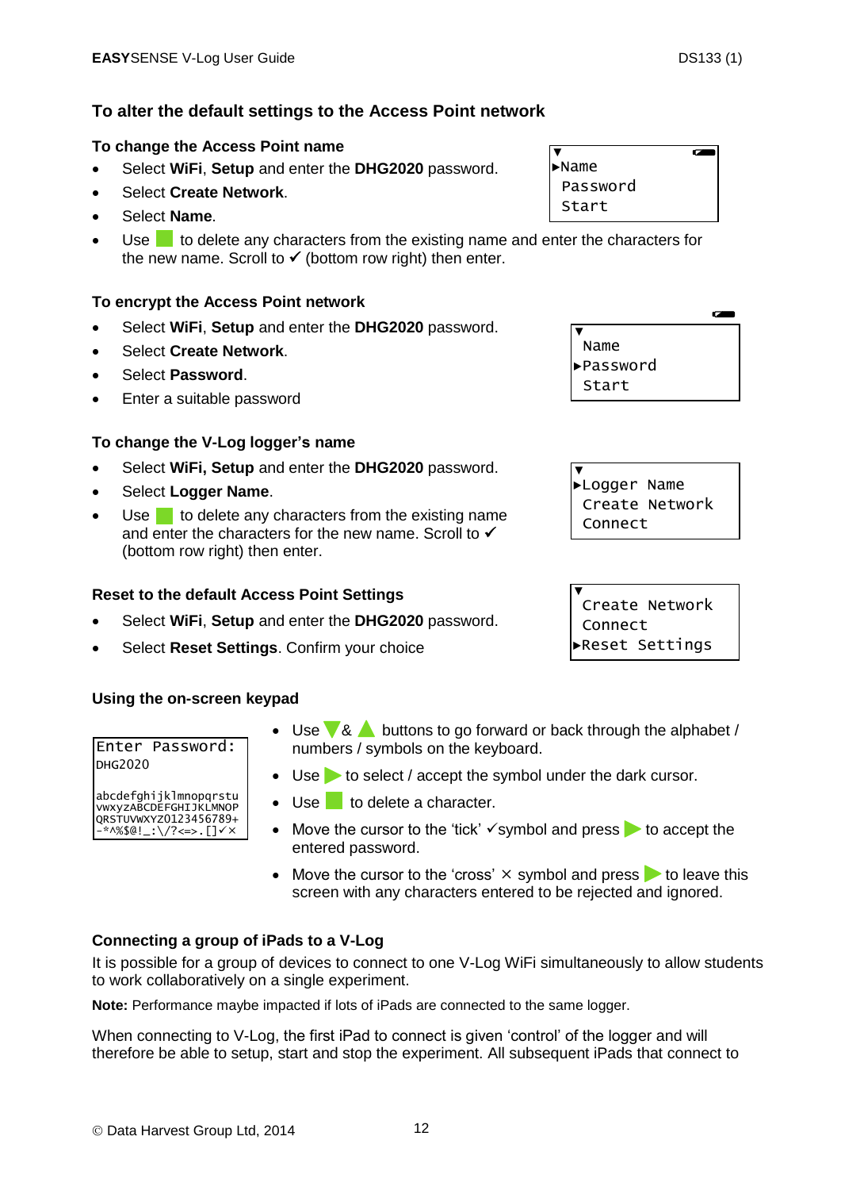## To alter the default settings to the Access Point network

### To change the Access Point name

```
▼
►Name
 Password
 Start
```

- Select **WiFi**, **Setup** and enter the **DHG2020** password.
- Select **Create Network**.
- Select **Name**.
- Use ■ to delete any characters from the existing name and enter the characters for the new name. Scroll to ✓ (bottom row right) then enter.

### To encrypt the Access Point network

```
▼
 Name
►Password
 Start
```

- Select **WiFi**, **Setup** and enter the **DHG2020** password.
- Select **Create Network**.
- Select **Password**.
- Enter a suitable password

### To change the V-Log logger's name

```
▼
►Logger Name
 Create Network
 Connect
```

- Select **WiFi, Setup** and enter the **DHG2020** password.
- Select **Logger Name**.
- Use ■ to delete any characters from the existing name and enter the characters for the new name. Scroll to ✓ (bottom row right) then enter.

### Reset to the default Access Point Settings

```
▼
 Create Network
 Connect
►Reset Settings
```

- Select **WiFi**, **Setup** and enter the **DHG2020** password.
- Select **Reset Settings**. Confirm your choice

### Using the on-screen keypad

```
Enter Password:
DHG2020

abcdefghijklmnopqrstu
vwxyzABCDEFGHIJKLMNOP
QRSTUVWXYZ0123456789+
-*^%$@!_:\/?<=>.[]✓×
```

- Use ▼ & ▲ buttons to go forward or back through the alphabet / numbers / symbols on the keyboard.
- Use ► to select / accept the symbol under the dark cursor.
- Use ■ to delete a character.
- Move the cursor to the 'tick' ✓symbol and press ► to accept the entered password.
- Move the cursor to the 'cross' × symbol and press ► to leave this screen with any characters entered to be rejected and ignored.

### Connecting a group of iPads to a V-Log

It is possible for a group of devices to connect to one V-Log WiFi simultaneously to allow students to work collaboratively on a single experiment.

**Note:** Performance maybe impacted if lots of iPads are connected to the same logger.

When connecting to V-Log, the first iPad to connect is given 'control' of the logger and will therefore be able to setup, start and stop the experiment. All subsequent iPads that connect to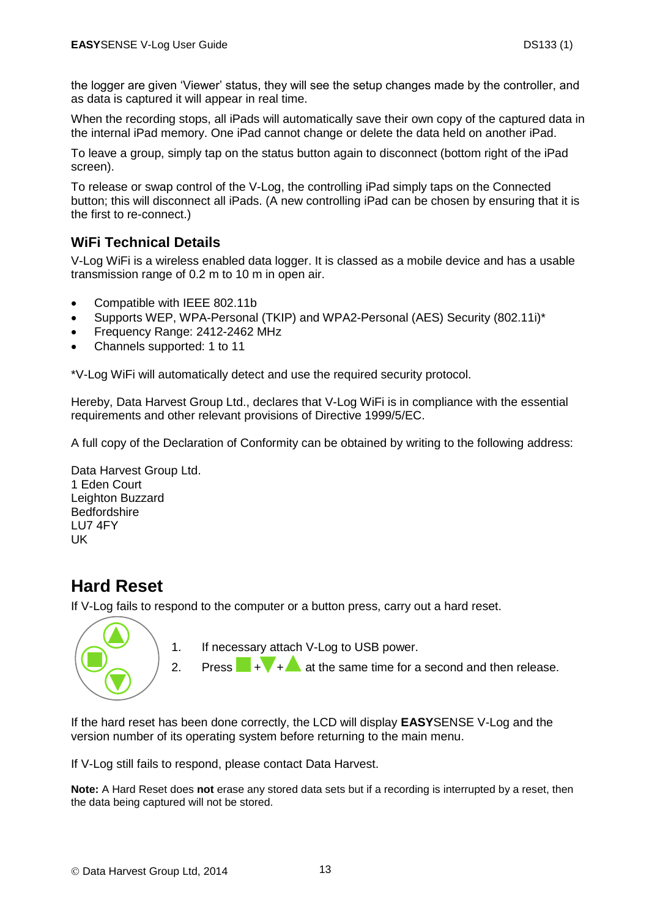the logger are given 'Viewer' status, they will see the setup changes made by the controller, and as data is captured it will appear in real time.

When the recording stops, all iPads will automatically save their own copy of the captured data in the internal iPad memory. One iPad cannot change or delete the data held on another iPad.

To leave a group, simply tap on the status button again to disconnect (bottom right of the iPad screen).

To release or swap control of the V-Log, the controlling iPad simply taps on the Connected button; this will disconnect all iPads. (A new controlling iPad can be chosen by ensuring that it is the first to re-connect.)

### WiFi Technical Details

V-Log WiFi is a wireless enabled data logger. It is classed as a mobile device and has a usable transmission range of 0.2 m to 10 m in open air.

- Compatible with IEEE 802.11b
- Supports WEP, WPA-Personal (TKIP) and WPA2-Personal (AES) Security (802.11i)*
- Frequency Range: 2412-2462 MHz
- Channels supported: 1 to 11

*V-Log WiFi will automatically detect and use the required security protocol.

Hereby, Data Harvest Group Ltd., declares that V-Log WiFi is in compliance with the essential requirements and other relevant provisions of Directive 1999/5/EC.

A full copy of the Declaration of Conformity can be obtained by writing to the following address:

Data Harvest Group Ltd.
1 Eden Court
Leighton Buzzard
Bedfordshire
LU7 4FY
UK

## Hard Reset

If V-Log fails to respond to the computer or a button press, carry out a hard reset.

1. If necessary attach V-Log to USB power.
2. Press ■ + ▼ + ▲ at the same time for a second and then release.

If the hard reset has been done correctly, the LCD will display **EASY**SENSE V-Log and the version number of its operating system before returning to the main menu.

If V-Log still fails to respond, please contact Data Harvest.

**Note:** A Hard Reset does **not** erase any stored data sets but if a recording is interrupted by a reset, then the data being captured will not be stored.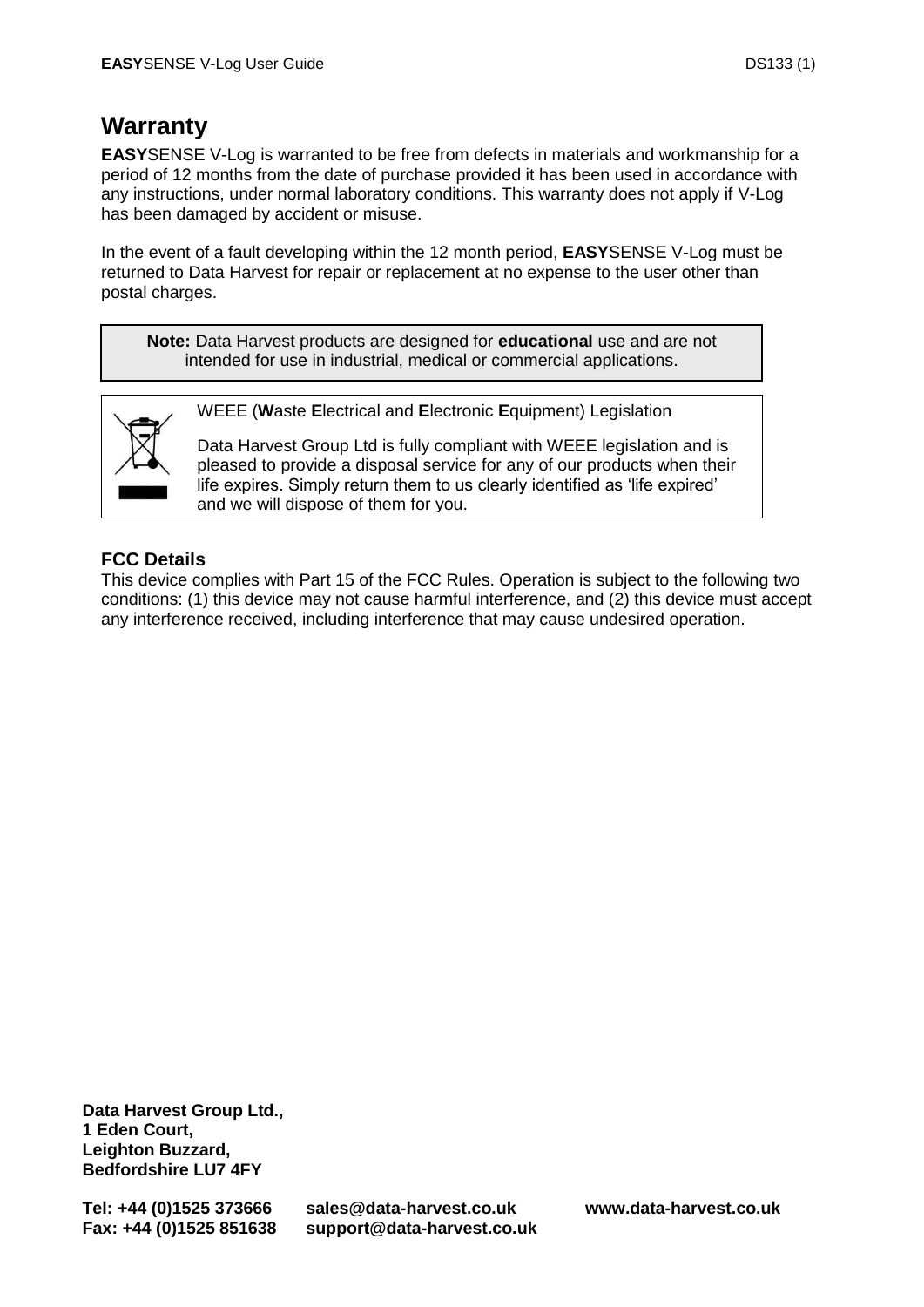# Warranty

**EASY**SENSE V-Log is warranted to be free from defects in materials and workmanship for a period of 12 months from the date of purchase provided it has been used in accordance with any instructions, under normal laboratory conditions. This warranty does not apply if V-Log has been damaged by accident or misuse.

In the event of a fault developing within the 12 month period, **EASY**SENSE V-Log must be returned to Data Harvest for repair or replacement at no expense to the user other than postal charges.

**Note:** Data Harvest products are designed for **educational** use and are not intended for use in industrial, medical or commercial applications.

WEEE (**W**aste **E**lectrical and **E**lectronic **E**quipment) Legislation

Data Harvest Group Ltd is fully compliant with WEEE legislation and is pleased to provide a disposal service for any of our products when their life expires. Simply return them to us clearly identified as 'life expired' and we will dispose of them for you.

### FCC Details

This device complies with Part 15 of the FCC Rules. Operation is subject to the following two conditions: (1) this device may not cause harmful interference, and (2) this device must accept any interference received, including interference that may cause undesired operation.

**Data Harvest Group Ltd.,**
**1 Eden Court,**
**Leighton Buzzard,**
**Bedfordshire LU7 4FY**

**Tel: +44 (0)1525 373666** **sales@data-harvest.co.uk** **www.data-harvest.co.uk**
**Fax: +44 (0)1525 851638** **support@data-harvest.co.uk**